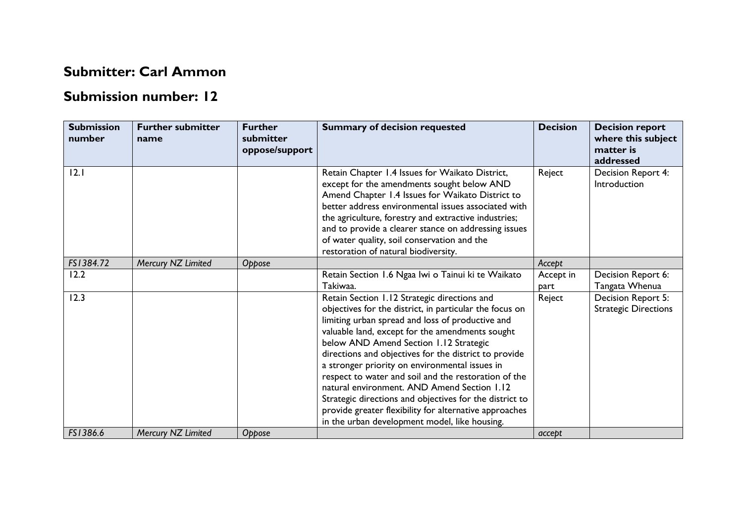## Submitter: Carl Ammon

## Submission number: 12

| Submission number | Further submitter name | Further submitter oppose/support | Summary of decision requested | Decision | Decision report where this subject matter is addressed |
|---|---|---|---|---|---|
| 12.1 | | | Retain Chapter 1.4 Issues for Waikato District, except for the amendments sought below AND Amend Chapter 1.4 Issues for Waikato District to better address environmental issues associated with the agriculture, forestry and extractive industries; and to provide a clearer stance on addressing issues of water quality, soil conservation and the restoration of natural biodiversity. | Reject | Decision Report 4: Introduction |
| *FS1384.72* | *Mercury NZ Limited* | *Oppose* | | *Accept* | |
| 12.2 | | | Retain Section 1.6 Ngaa Iwi o Tainui ki te Waikato Takiwaa. | Accept in part | Decision Report 6: Tangata Whenua |
| 12.3 | | | Retain Section 1.12 Strategic directions and objectives for the district, in particular the focus on limiting urban spread and loss of productive and valuable land, except for the amendments sought below AND Amend Section 1.12 Strategic directions and objectives for the district to provide a stronger priority on environmental issues in respect to water and soil and the restoration of the natural environment. AND Amend Section 1.12 Strategic directions and objectives for the district to provide greater flexibility for alternative approaches in the urban development model, like housing. | Reject | Decision Report 5: Strategic Directions |
| *FS1386.6* | *Mercury NZ Limited* | *Oppose* | | *accept* | |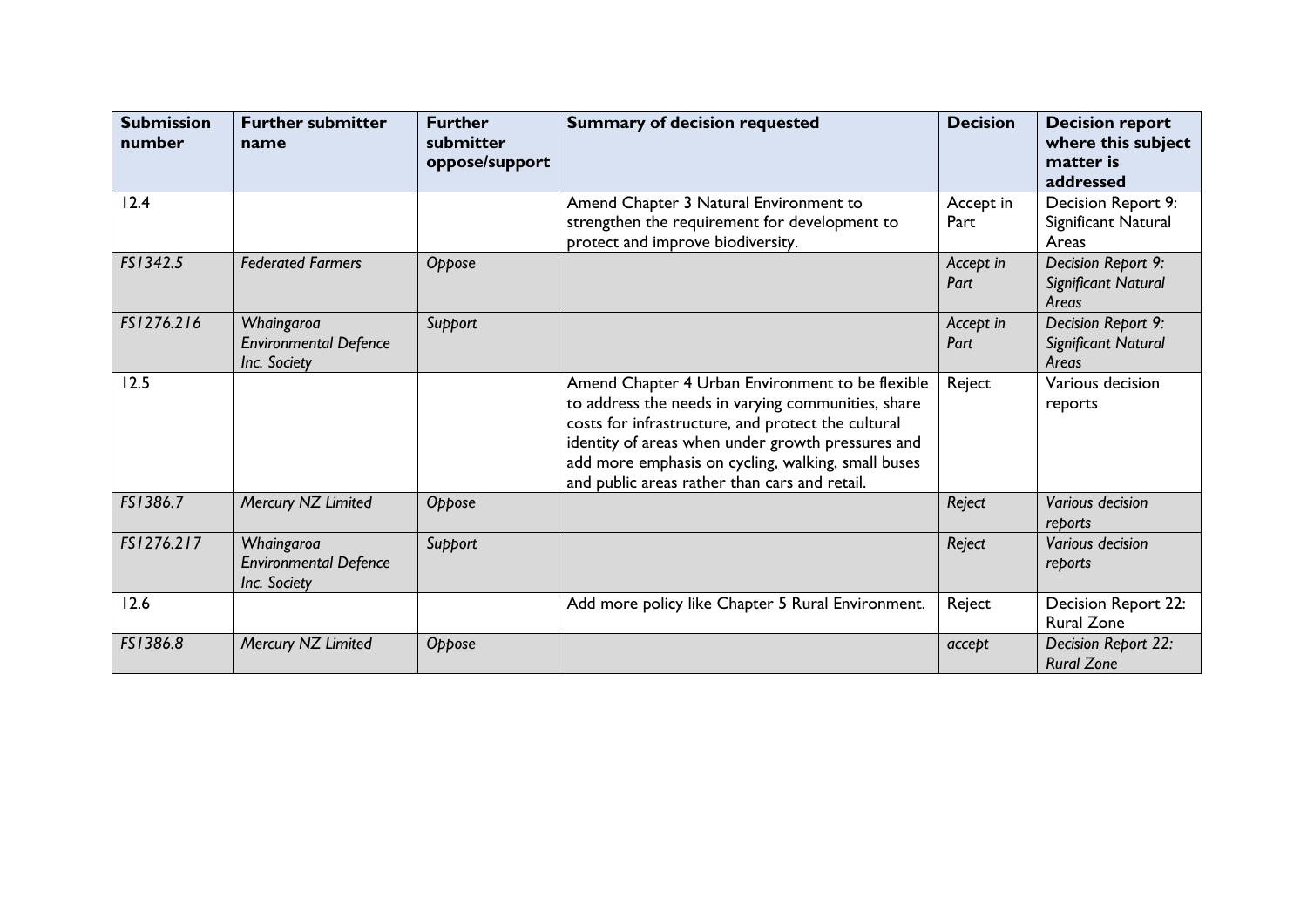| Submission number | Further submitter name | Further submitter oppose/support | Summary of decision requested | Decision | Decision report where this subject matter is addressed |
|---|---|---|---|---|---|
| 12.4 | | | Amend Chapter 3 Natural Environment to strengthen the requirement for development to protect and improve biodiversity. | Accept in Part | Decision Report 9: Significant Natural Areas |
| *FS1342.5* | *Federated Farmers* | *Oppose* | | *Accept in Part* | *Decision Report 9: Significant Natural Areas* |
| *FS1276.216* | *Whaingaroa Environmental Defence Inc. Society* | *Support* | | *Accept in Part* | *Decision Report 9: Significant Natural Areas* |
| 12.5 | | | Amend Chapter 4 Urban Environment to be flexible to address the needs in varying communities, share costs for infrastructure, and protect the cultural identity of areas when under growth pressures and add more emphasis on cycling, walking, small buses and public areas rather than cars and retail. | Reject | Various decision reports |
| *FS1386.7* | *Mercury NZ Limited* | *Oppose* | | *Reject* | *Various decision reports* |
| *FS1276.217* | *Whaingaroa Environmental Defence Inc. Society* | *Support* | | *Reject* | *Various decision reports* |
| 12.6 | | | Add more policy like Chapter 5 Rural Environment. | Reject | Decision Report 22: Rural Zone |
| *FS1386.8* | *Mercury NZ Limited* | *Oppose* | | *accept* | *Decision Report 22: Rural Zone* |